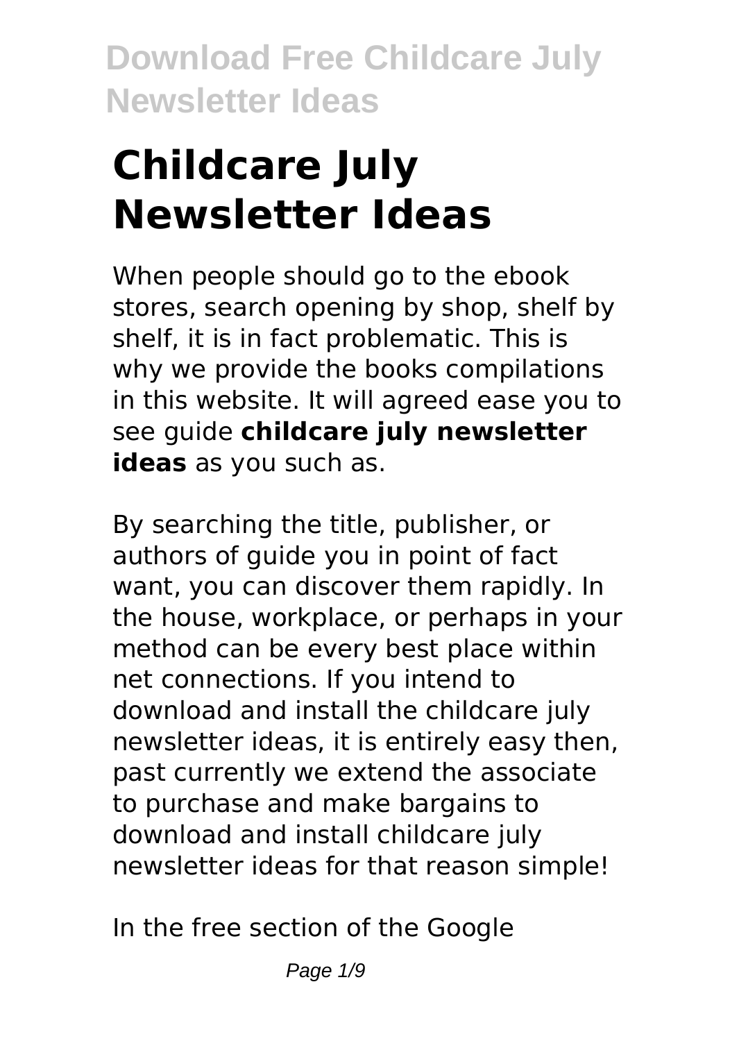# Childcare July Newsletter Ideas

When people should go to the ebook stores, search opening by shop, shelf by shelf, it is in fact problematic. This is why we provide the books compilations in this website. It will agreed ease you to see guide **childcare july newsletter ideas** as you such as.

By searching the title, publisher, or authors of guide you in point of fact want, you can discover them rapidly. In the house, workplace, or perhaps in your method can be every best place within net connections. If you intend to download and install the childcare july newsletter ideas, it is entirely easy then, past currently we extend the associate to purchase and make bargains to download and install childcare july newsletter ideas for that reason simple!

In the free section of the Google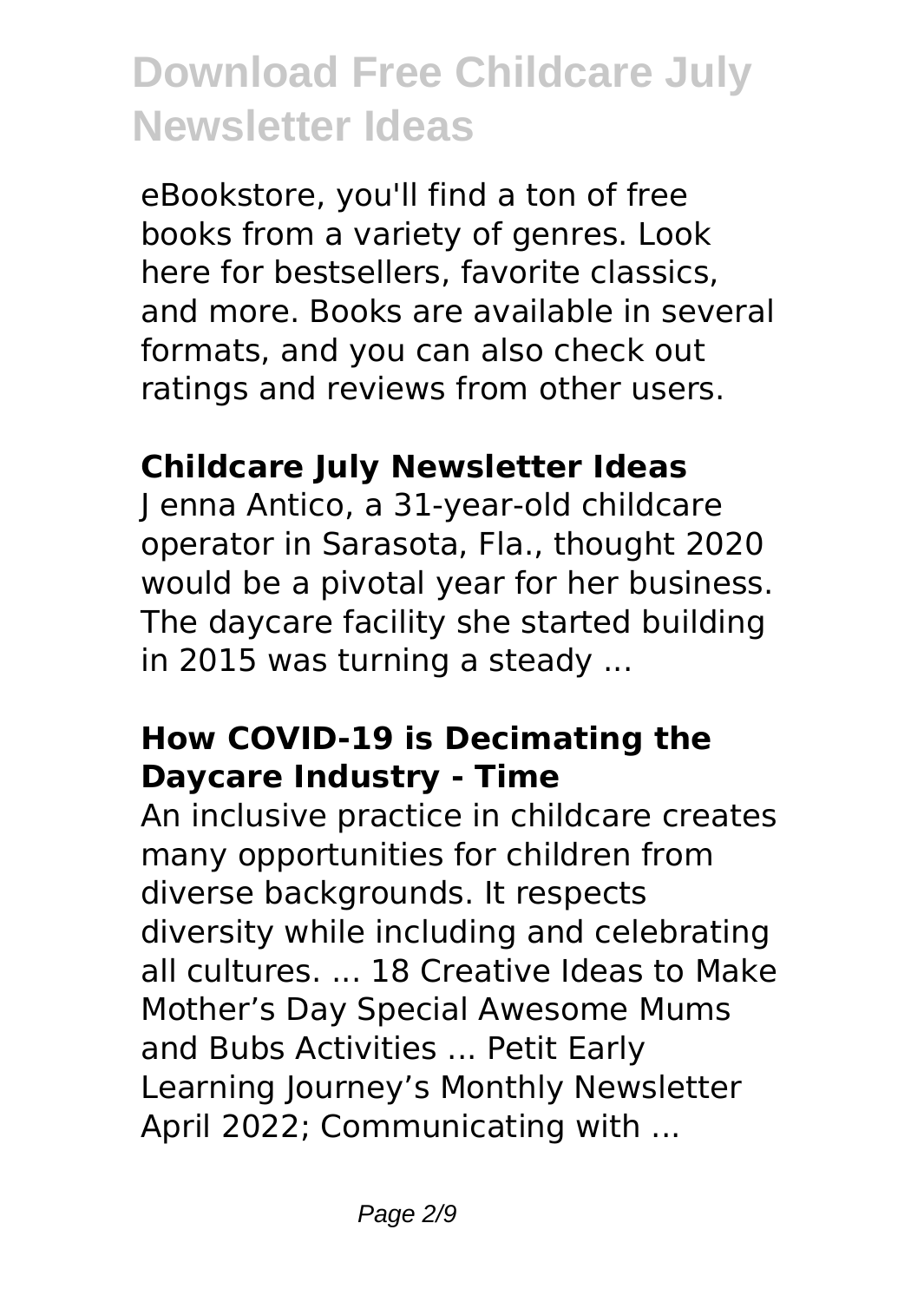eBookstore, you'll find a ton of free books from a variety of genres. Look here for bestsellers, favorite classics, and more. Books are available in several formats, and you can also check out ratings and reviews from other users.

## Childcare July Newsletter Ideas

J enna Antico, a 31-year-old childcare operator in Sarasota, Fla., thought 2020 would be a pivotal year for her business. The daycare facility she started building in 2015 was turning a steady ...

## How COVID-19 is Decimating the Daycare Industry - Time

An inclusive practice in childcare creates many opportunities for children from diverse backgrounds. It respects diversity while including and celebrating all cultures. ... 18 Creative Ideas to Make Mother's Day Special Awesome Mums and Bubs Activities ... Petit Early Learning Journey's Monthly Newsletter April 2022; Communicating with ...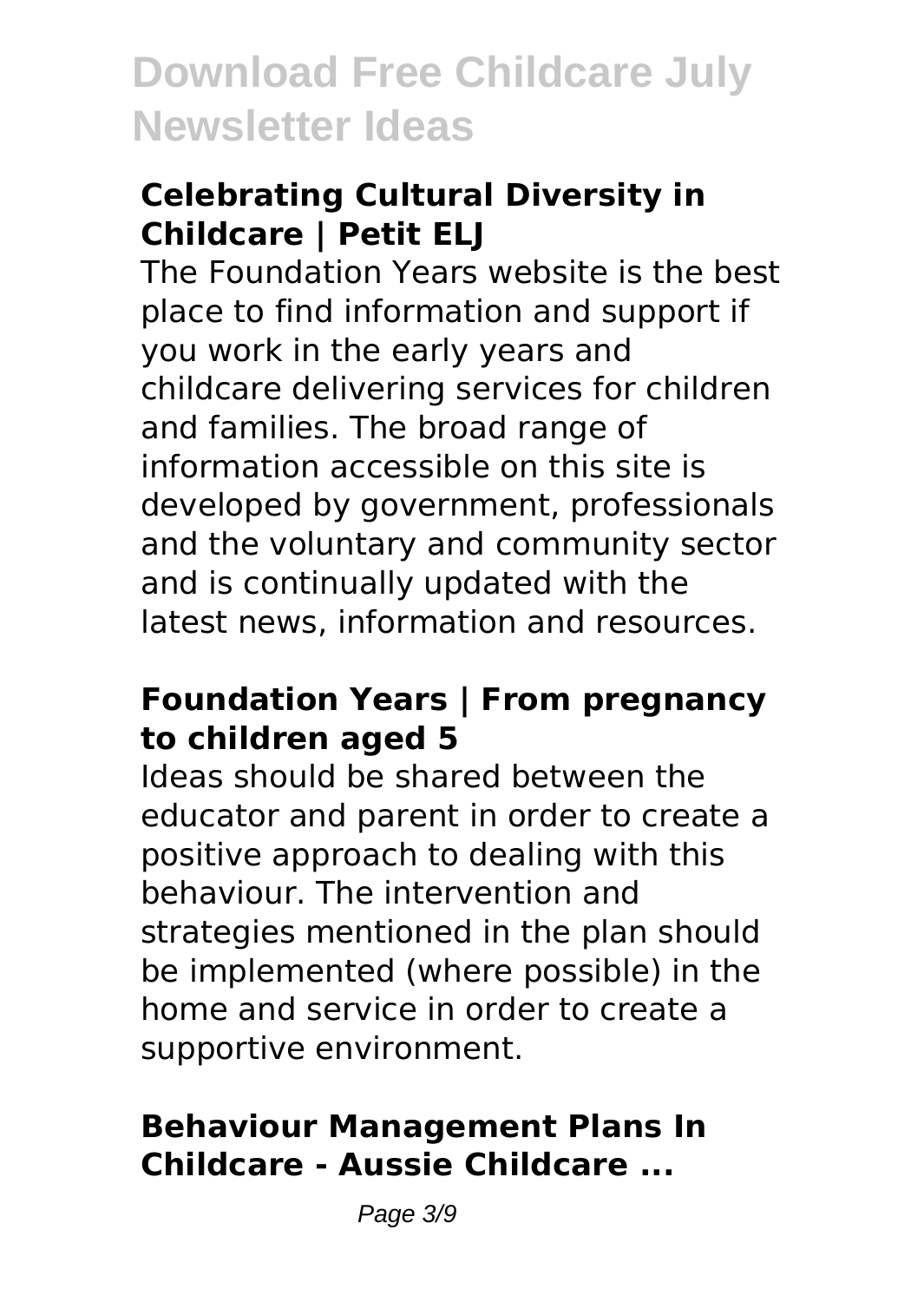### Celebrating Cultural Diversity in Childcare | Petit ELJ

The Foundation Years website is the best place to find information and support if you work in the early years and childcare delivering services for children and families. The broad range of information accessible on this site is developed by government, professionals and the voluntary and community sector and is continually updated with the latest news, information and resources.

### Foundation Years | From pregnancy to children aged 5

Ideas should be shared between the educator and parent in order to create a positive approach to dealing with this behaviour. The intervention and strategies mentioned in the plan should be implemented (where possible) in the home and service in order to create a supportive environment.

### Behaviour Management Plans In Childcare - Aussie Childcare ...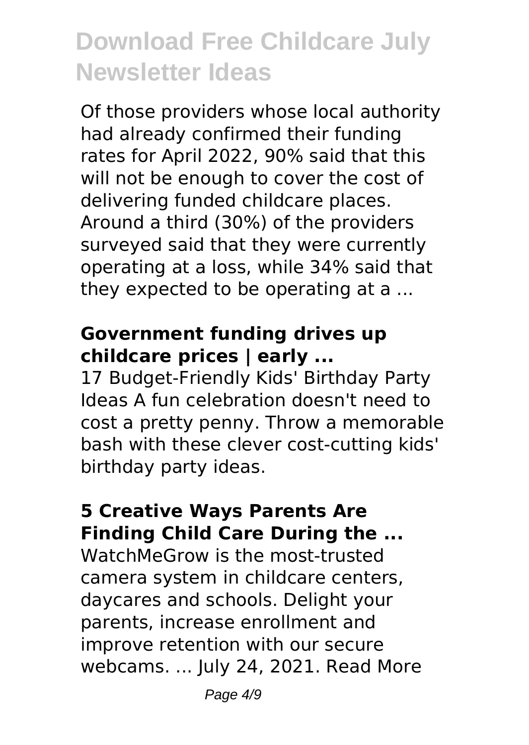Of those providers whose local authority had already confirmed their funding rates for April 2022, 90% said that this will not be enough to cover the cost of delivering funded childcare places. Around a third (30%) of the providers surveyed said that they were currently operating at a loss, while 34% said that they expected to be operating at a ...

### **Government funding drives up childcare prices | early ...**

17 Budget-Friendly Kids' Birthday Party Ideas A fun celebration doesn't need to cost a pretty penny. Throw a memorable bash with these clever cost-cutting kids' birthday party ideas.

### **5 Creative Ways Parents Are Finding Child Care During the ...**

WatchMeGrow is the most-trusted camera system in childcare centers, daycares and schools. Delight your parents, increase enrollment and improve retention with our secure webcams. ... July 24, 2021. Read More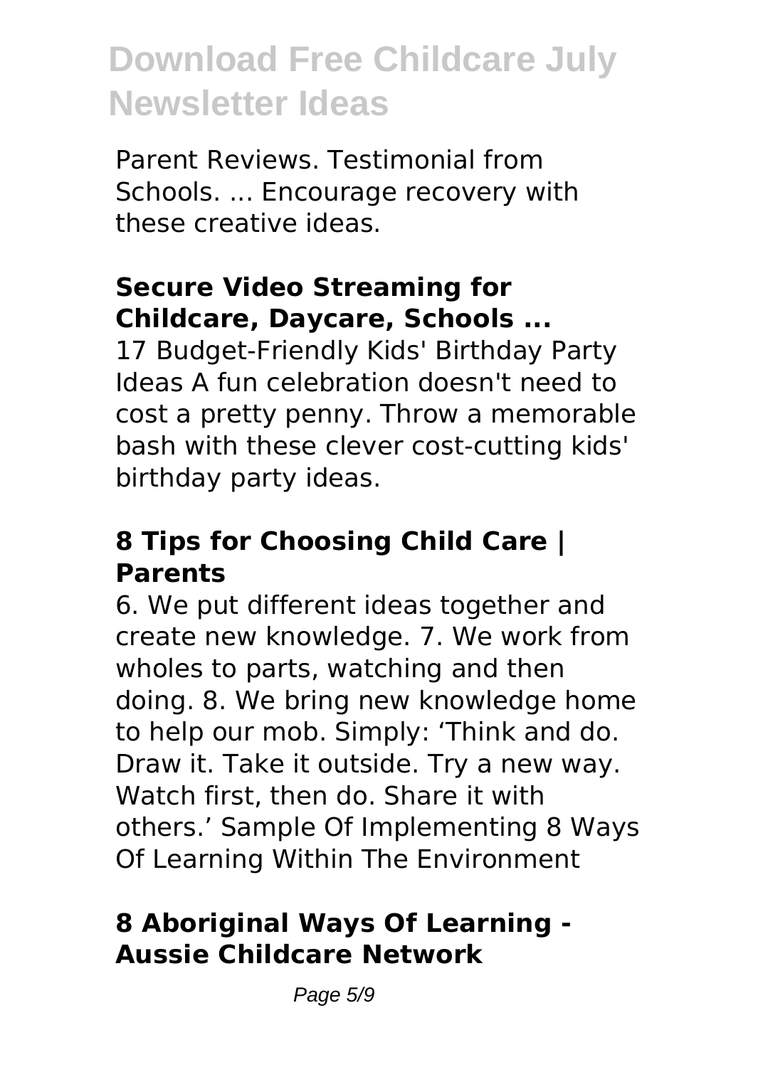Parent Reviews. Testimonial from Schools. ... Encourage recovery with these creative ideas.

### Secure Video Streaming for Childcare, Daycare, Schools ...

17 Budget-Friendly Kids' Birthday Party Ideas A fun celebration doesn't need to cost a pretty penny. Throw a memorable bash with these clever cost-cutting kids' birthday party ideas.

### 8 Tips for Choosing Child Care | Parents

6. We put different ideas together and create new knowledge. 7. We work from wholes to parts, watching and then doing. 8. We bring new knowledge home to help our mob. Simply: 'Think and do. Draw it. Take it outside. Try a new way. Watch first, then do. Share it with others.' Sample Of Implementing 8 Ways Of Learning Within The Environment

### 8 Aboriginal Ways Of Learning - Aussie Childcare Network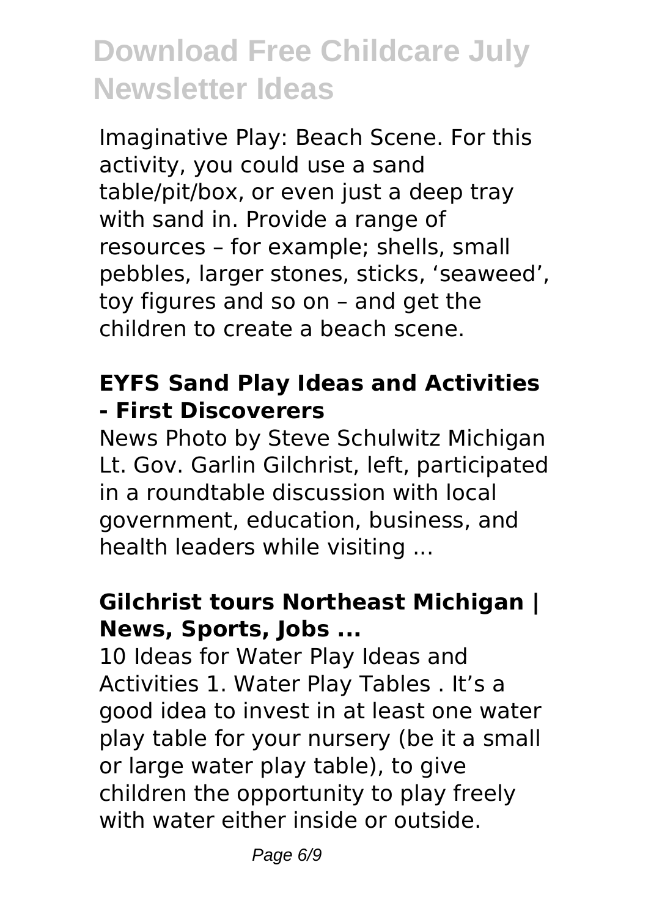Imaginative Play: Beach Scene. For this activity, you could use a sand table/pit/box, or even just a deep tray with sand in. Provide a range of resources – for example; shells, small pebbles, larger stones, sticks, 'seaweed', toy figures and so on – and get the children to create a beach scene.

### EYFS Sand Play Ideas and Activities - First Discoverers

News Photo by Steve Schulwitz Michigan Lt. Gov. Garlin Gilchrist, left, participated in a roundtable discussion with local government, education, business, and health leaders while visiting ...

### Gilchrist tours Northeast Michigan | News, Sports, Jobs ...

10 Ideas for Water Play Ideas and Activities 1. Water Play Tables . It's a good idea to invest in at least one water play table for your nursery (be it a small or large water play table), to give children the opportunity to play freely with water either inside or outside.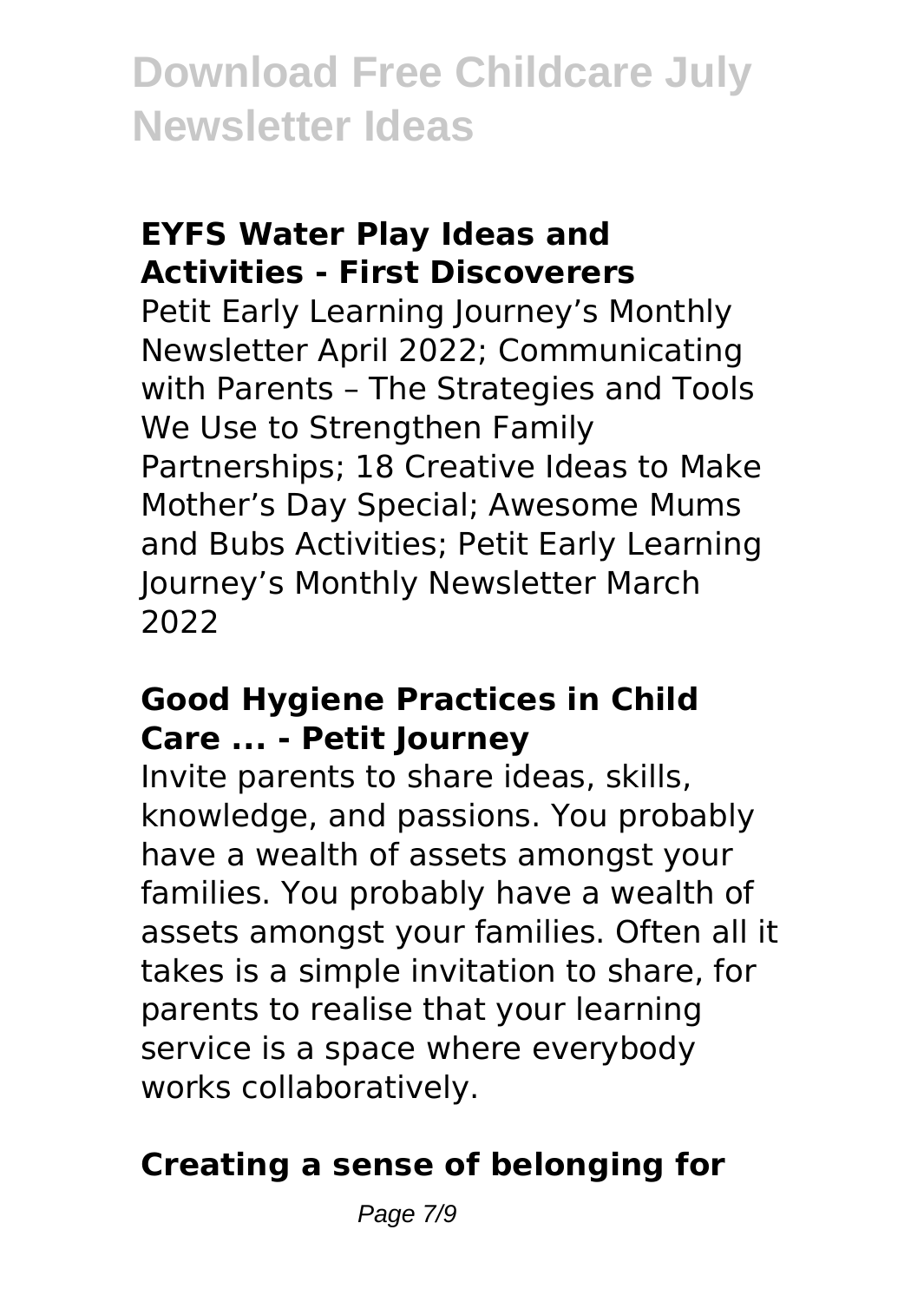### EYFS Water Play Ideas and Activities - First Discoverers

Petit Early Learning Journey's Monthly Newsletter April 2022; Communicating with Parents – The Strategies and Tools We Use to Strengthen Family Partnerships; 18 Creative Ideas to Make Mother's Day Special; Awesome Mums and Bubs Activities; Petit Early Learning Journey's Monthly Newsletter March 2022

### Good Hygiene Practices in Child Care ... - Petit Journey

Invite parents to share ideas, skills, knowledge, and passions. You probably have a wealth of assets amongst your families. You probably have a wealth of assets amongst your families. Often all it takes is a simple invitation to share, for parents to realise that your learning service is a space where everybody works collaboratively.

### Creating a sense of belonging for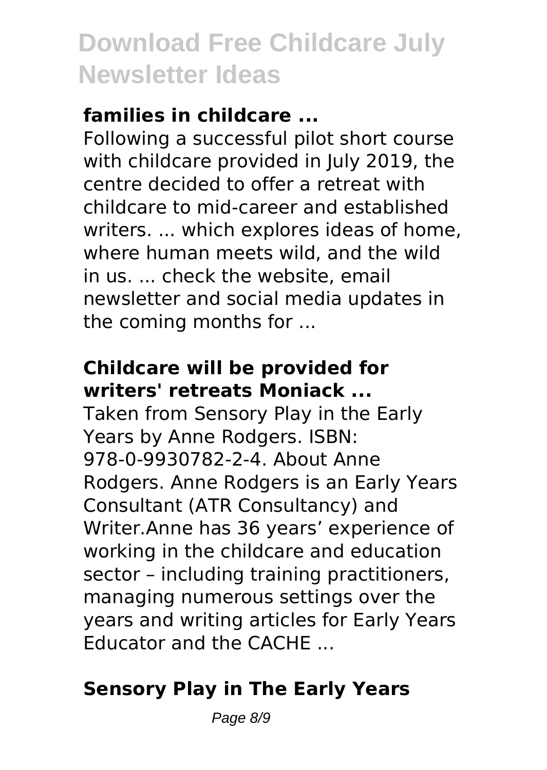### families in childcare ...

Following a successful pilot short course with childcare provided in July 2019, the centre decided to offer a retreat with childcare to mid-career and established writers. ... which explores ideas of home, where human meets wild, and the wild in us. ... check the website, email newsletter and social media updates in the coming months for ...

### Childcare will be provided for writers' retreats Moniack ...

Taken from Sensory Play in the Early Years by Anne Rodgers. ISBN: 978-0-9930782-2-4. About Anne Rodgers. Anne Rodgers is an Early Years Consultant (ATR Consultancy) and Writer.Anne has 36 years' experience of working in the childcare and education sector – including training practitioners, managing numerous settings over the years and writing articles for Early Years Educator and the CACHE ...

### Sensory Play in The Early Years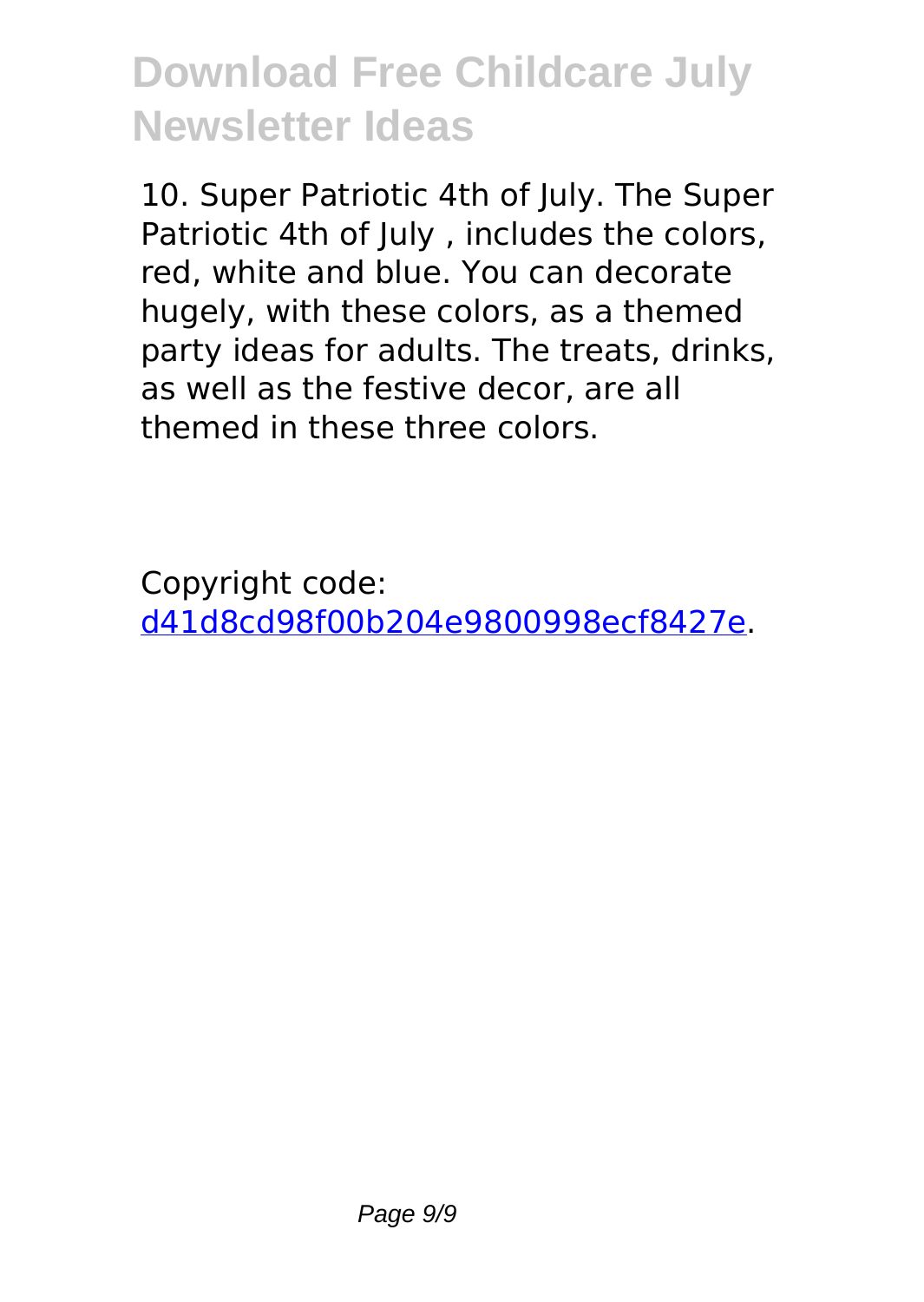10. Super Patriotic 4th of July. The Super Patriotic 4th of July , includes the colors, red, white and blue. You can decorate hugely, with these colors, as a themed party ideas for adults. The treats, drinks, as well as the festive decor, are all themed in these three colors.

Copyright code: [d41d8cd98f00b204e9800998ecf8427e](d41d8cd98f00b204e9800998ecf8427e).